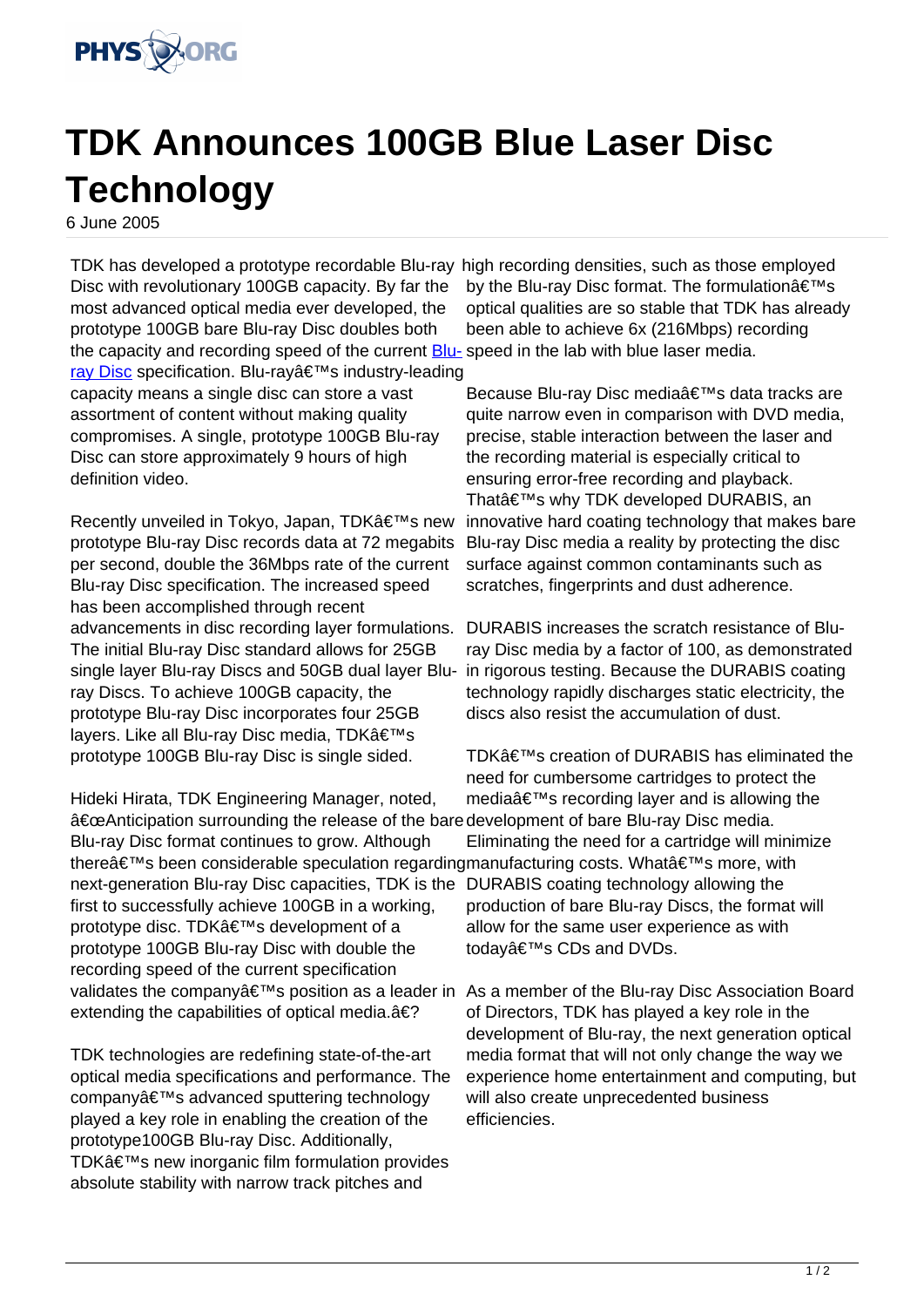# TDK Announces 100GB Blue Laser Disc Technology

6 June 2005

TDK has developed a prototype recordable Blu-ray Disc with revolutionary 100GB capacity. By far the most advanced optical media ever developed, the prototype 100GB bare Blu-ray Disc doubles both the capacity and recording speed of the current Blu-ray Disc specification. Blu-rayâ€™s industry-leading capacity means a single disc can store a vast assortment of content without making quality compromises. A single, prototype 100GB Blu-ray Disc can store approximately 9 hours of high definition video.

Recently unveiled in Tokyo, Japan, TDKâ€™s new prototype Blu-ray Disc records data at 72 megabits per second, double the 36Mbps rate of the current Blu-ray Disc specification. The increased speed has been accomplished through recent advancements in disc recording layer formulations. The initial Blu-ray Disc standard allows for 25GB single layer Blu-ray Discs and 50GB dual layer Blu-ray Discs. To achieve 100GB capacity, the prototype Blu-ray Disc incorporates four 25GB layers. Like all Blu-ray Disc media, TDKâ€™s prototype 100GB Blu-ray Disc is single sided.

Hideki Hirata, TDK Engineering Manager, noted, â€œAnticipation surrounding the release of the bare Blu-ray Disc format continues to grow. Although thereâ€™s been considerable speculation regarding next-generation Blu-ray Disc capacities, TDK is the first to successfully achieve 100GB in a working, prototype disc. TDKâ€™s development of a prototype 100GB Blu-ray Disc with double the recording speed of the current specification validates the companyâ€™s position as a leader in extending the capabilities of optical media.â€?

TDK technologies are redefining state-of-the-art optical media specifications and performance. The companyâ€™s advanced sputtering technology played a key role in enabling the creation of the prototype100GB Blu-ray Disc. Additionally, TDKâ€™s new inorganic film formulation provides absolute stability with narrow track pitches and high recording densities, such as those employed by the Blu-ray Disc format. The formulationâ€™s optical qualities are so stable that TDK has already been able to achieve 6x (216Mbps) recording speed in the lab with blue laser media.

Because Blu-ray Disc mediaâ€™s data tracks are quite narrow even in comparison with DVD media, precise, stable interaction between the laser and the recording material is especially critical to ensuring error-free recording and playback. Thatâ€™s why TDK developed DURABIS, an innovative hard coating technology that makes bare Blu-ray Disc media a reality by protecting the disc surface against common contaminants such as scratches, fingerprints and dust adherence.

DURABIS increases the scratch resistance of Blu-ray Disc media by a factor of 100, as demonstrated in rigorous testing. Because the DURABIS coating technology rapidly discharges static electricity, the discs also resist the accumulation of dust.

TDKâ€™s creation of DURABIS has eliminated the need for cumbersome cartridges to protect the mediaâ€™s recording layer and is allowing the development of bare Blu-ray Disc media. Eliminating the need for a cartridge will minimize manufacturing costs. Whatâ€™s more, with DURABIS coating technology allowing the production of bare Blu-ray Discs, the format will allow for the same user experience as with todayâ€™s CDs and DVDs.

As a member of the Blu-ray Disc Association Board of Directors, TDK has played a key role in the development of Blu-ray, the next generation optical media format that will not only change the way we experience home entertainment and computing, but will also create unprecedented business efficiencies.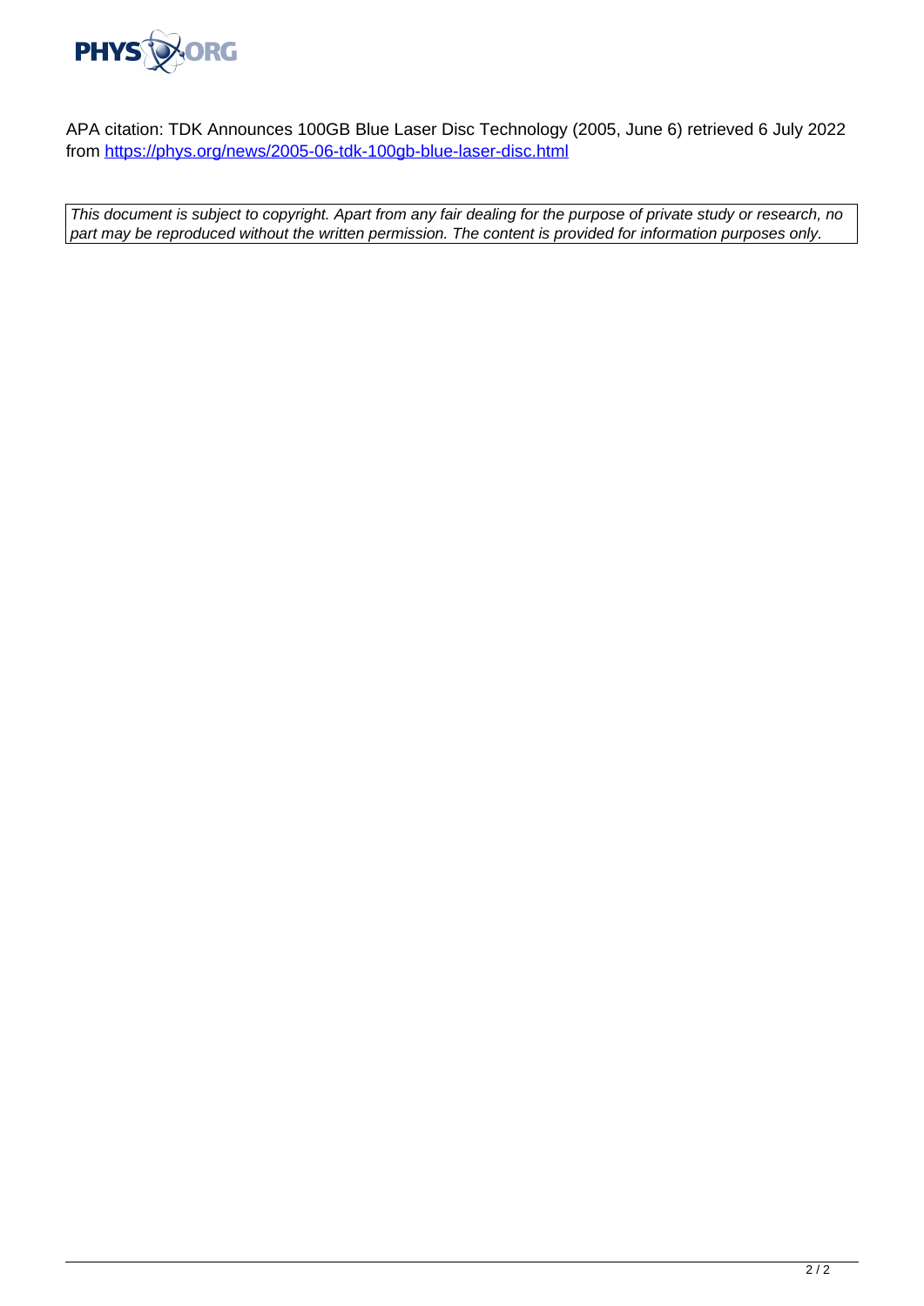APA citation: TDK Announces 100GB Blue Laser Disc Technology (2005, June 6) retrieved 6 July 2022 from https://phys.org/news/2005-06-tdk-100gb-blue-laser-disc.html

*This document is subject to copyright. Apart from any fair dealing for the purpose of private study or research, no part may be reproduced without the written permission. The content is provided for information purposes only.*